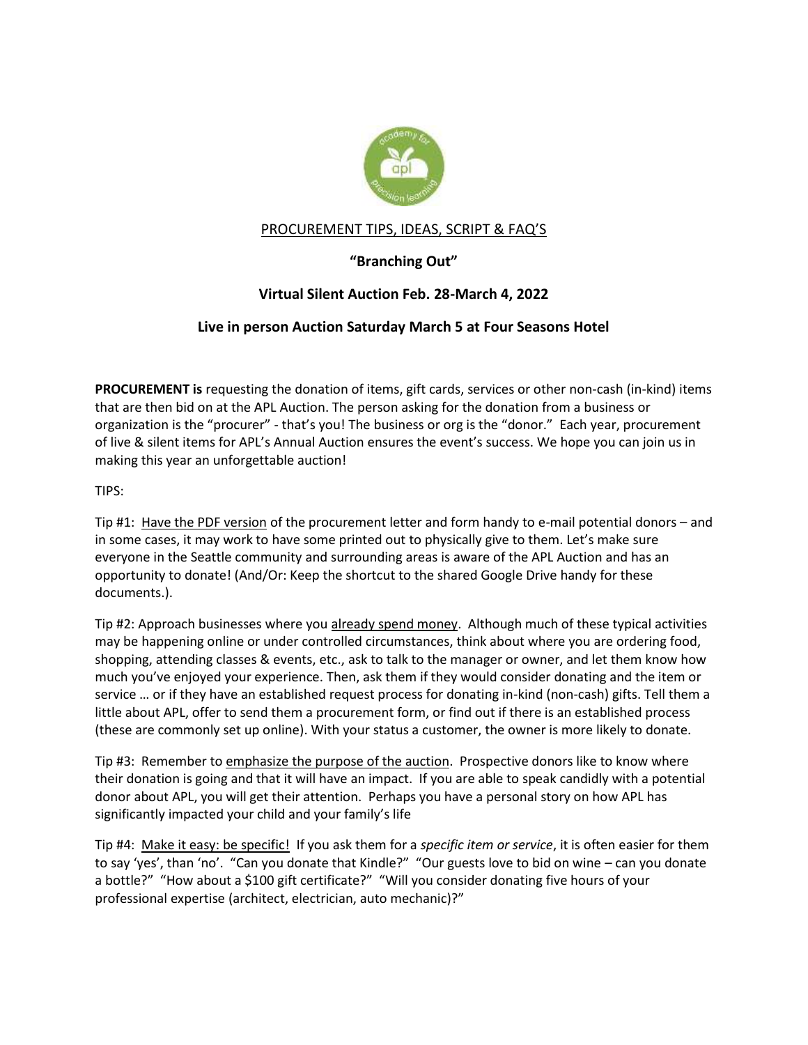## PROCUREMENT TIPS, IDEAS, SCRIPT & FAQ'S

### "Branching Out"

### Virtual Silent Auction Feb. 28-March 4, 2022

### Live in person Auction Saturday March 5 at Four Seasons Hotel

**PROCUREMENT is** requesting the donation of items, gift cards, services or other non-cash (in-kind) items that are then bid on at the APL Auction. The person asking for the donation from a business or organization is the "procurer" - that's you! The business or org is the "donor." Each year, procurement of live & silent items for APL's Annual Auction ensures the event's success. We hope you can join us in making this year an unforgettable auction!

TIPS:

Tip #1: Have the PDF version of the procurement letter and form handy to e-mail potential donors – and in some cases, it may work to have some printed out to physically give to them. Let's make sure everyone in the Seattle community and surrounding areas is aware of the APL Auction and has an opportunity to donate! (And/Or: Keep the shortcut to the shared Google Drive handy for these documents.).

Tip #2: Approach businesses where you already spend money. Although much of these typical activities may be happening online or under controlled circumstances, think about where you are ordering food, shopping, attending classes & events, etc., ask to talk to the manager or owner, and let them know how much you've enjoyed your experience. Then, ask them if they would consider donating and the item or service … or if they have an established request process for donating in-kind (non-cash) gifts. Tell them a little about APL, offer to send them a procurement form, or find out if there is an established process (these are commonly set up online). With your status a customer, the owner is more likely to donate.

Tip #3: Remember to emphasize the purpose of the auction. Prospective donors like to know where their donation is going and that it will have an impact. If you are able to speak candidly with a potential donor about APL, you will get their attention. Perhaps you have a personal story on how APL has significantly impacted your child and your family's life

Tip #4: Make it easy: be specific! If you ask them for a *specific item or service*, it is often easier for them to say 'yes', than 'no'. "Can you donate that Kindle?" "Our guests love to bid on wine – can you donate a bottle?" "How about a $100 gift certificate?" "Will you consider donating five hours of your professional expertise (architect, electrician, auto mechanic)?"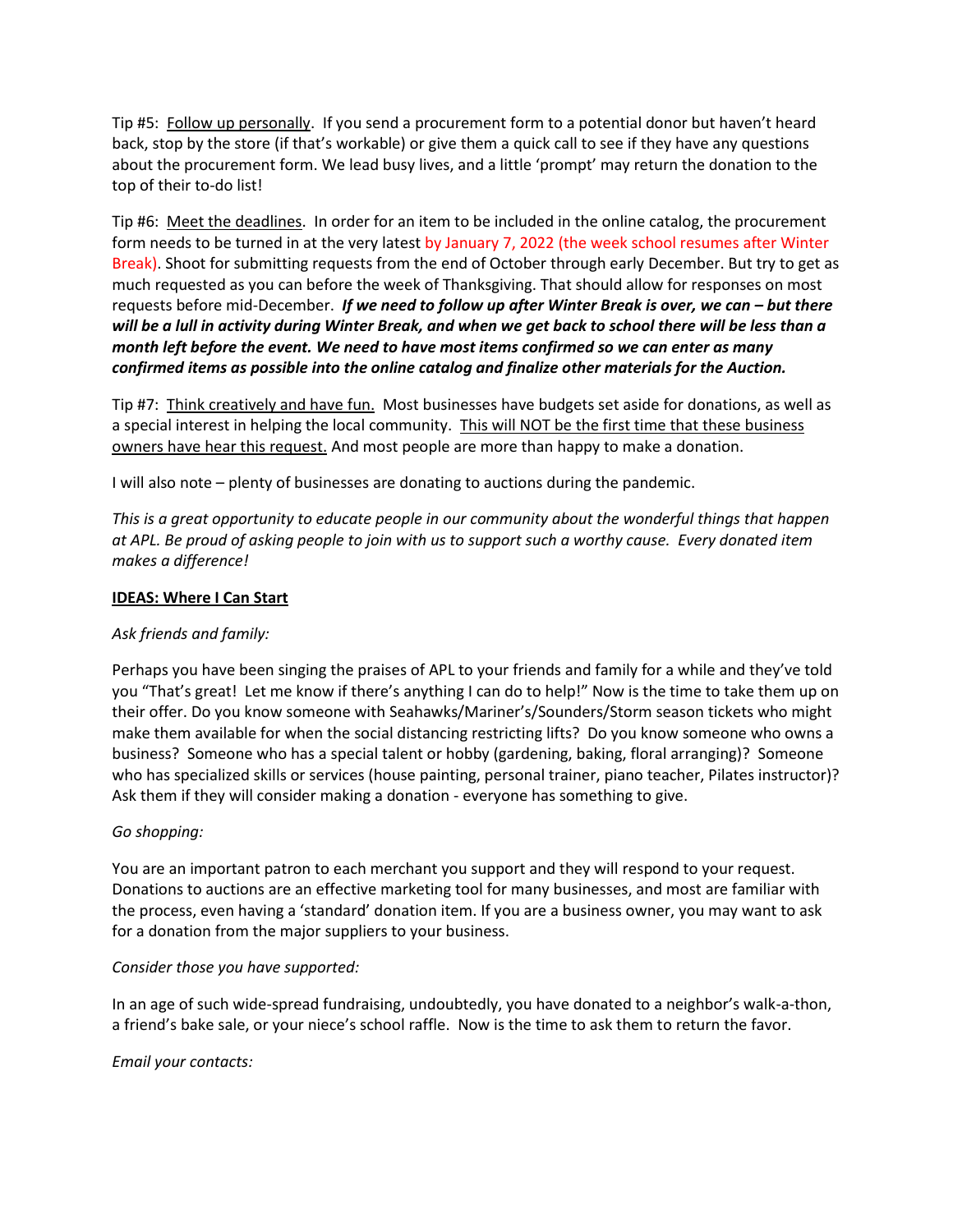Tip #5: <u>Follow up personally</u>. If you send a procurement form to a potential donor but haven't heard back, stop by the store (if that's workable) or give them a quick call to see if they have any questions about the procurement form. We lead busy lives, and a little 'prompt' may return the donation to the top of their to-do list!

Tip #6: <u>Meet the deadlines</u>. In order for an item to be included in the online catalog, the procurement form needs to be turned in at the very latest by January 7, 2022 (the week school resumes after Winter Break). Shoot for submitting requests from the end of October through early December. But try to get as much requested as you can before the week of Thanksgiving. That should allow for responses on most requests before mid-December. ***If we need to follow up after Winter Break is over, we can – but there will be a lull in activity during Winter Break, and when we get back to school there will be less than a month left before the event. We need to have most items confirmed so we can enter as many confirmed items as possible into the online catalog and finalize other materials for the Auction.***

Tip #7: <u>Think creatively and have fun.</u> Most businesses have budgets set aside for donations, as well as a special interest in helping the local community. <u>This will NOT be the first time that these business owners have hear this request.</u> And most people are more than happy to make a donation.

I will also note – plenty of businesses are donating to auctions during the pandemic.

*This is a great opportunity to educate people in our community about the wonderful things that happen at APL. Be proud of asking people to join with us to support such a worthy cause. Every donated item makes a difference!*

**<u>IDEAS: Where I Can Start</u>**

*Ask friends and family:*

Perhaps you have been singing the praises of APL to your friends and family for a while and they've told you "That's great! Let me know if there's anything I can do to help!" Now is the time to take them up on their offer. Do you know someone with Seahawks/Mariner's/Sounders/Storm season tickets who might make them available for when the social distancing restricting lifts? Do you know someone who owns a business? Someone who has a special talent or hobby (gardening, baking, floral arranging)? Someone who has specialized skills or services (house painting, personal trainer, piano teacher, Pilates instructor)? Ask them if they will consider making a donation - everyone has something to give.

*Go shopping:*

You are an important patron to each merchant you support and they will respond to your request. Donations to auctions are an effective marketing tool for many businesses, and most are familiar with the process, even having a 'standard' donation item. If you are a business owner, you may want to ask for a donation from the major suppliers to your business.

*Consider those you have supported:*

In an age of such wide-spread fundraising, undoubtedly, you have donated to a neighbor's walk-a-thon, a friend's bake sale, or your niece's school raffle. Now is the time to ask them to return the favor.

*Email your contacts:*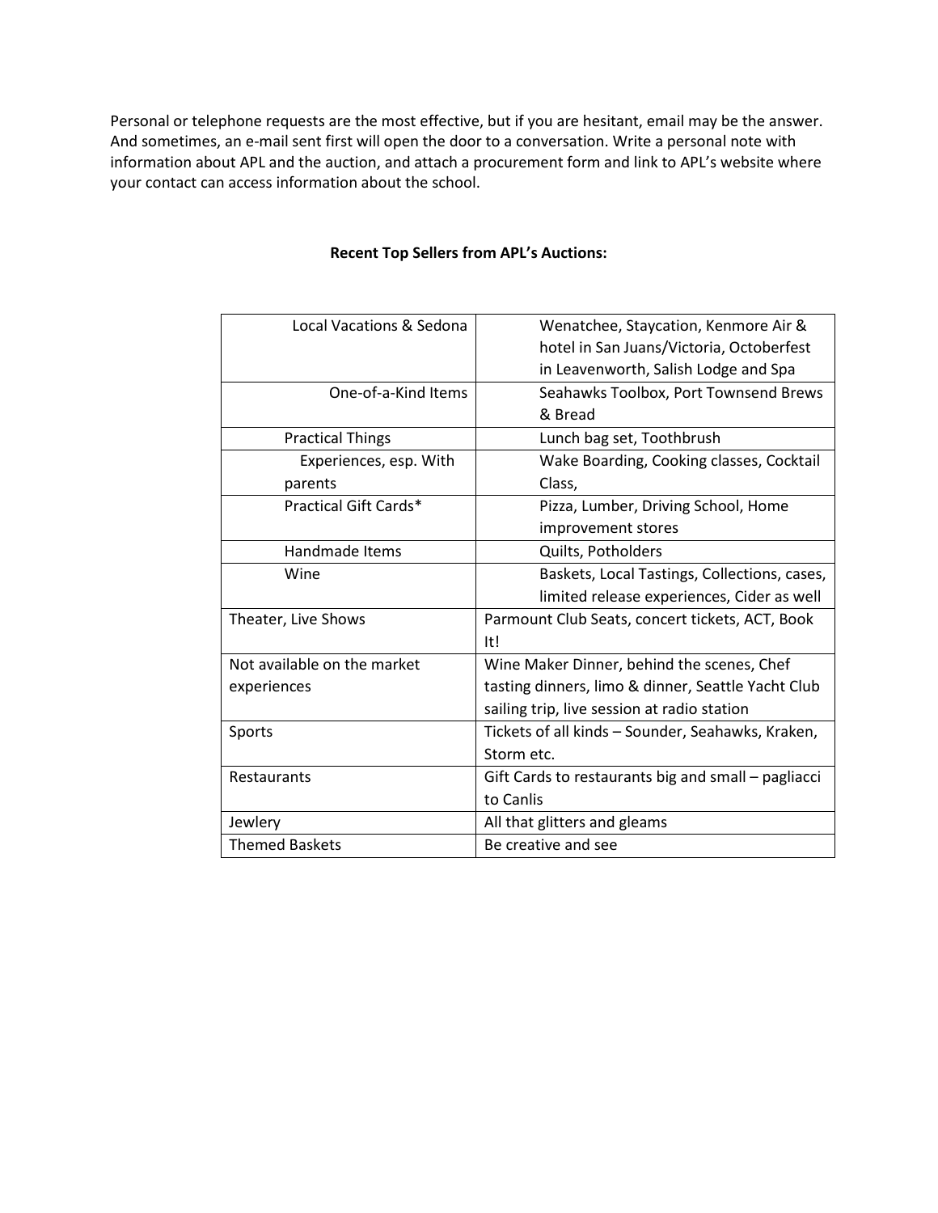Personal or telephone requests are the most effective, but if you are hesitant, email may be the answer. And sometimes, an e-mail sent first will open the door to a conversation. Write a personal note with information about APL and the auction, and attach a procurement form and link to APL's website where your contact can access information about the school.

**Recent Top Sellers from APL's Auctions:**

| Local Vacations & Sedona | Wenatchee, Staycation, Kenmore Air & hotel in San Juans/Victoria, Octoberfest in Leavenworth, Salish Lodge and Spa |
|---|---|
| One-of-a-Kind Items | Seahawks Toolbox, Port Townsend Brews & Bread |
| Practical Things | Lunch bag set, Toothbrush |
| Experiences, esp. With parents | Wake Boarding, Cooking classes, Cocktail Class, |
| Practical Gift Cards* | Pizza, Lumber, Driving School, Home improvement stores |
| Handmade Items | Quilts, Potholders |
| Wine | Baskets, Local Tastings, Collections, cases, limited release experiences, Cider as well |
| Theater, Live Shows | Parmount Club Seats, concert tickets, ACT, Book It! |
| Not available on the market experiences | Wine Maker Dinner, behind the scenes, Chef tasting dinners, limo & dinner, Seattle Yacht Club sailing trip, live session at radio station |
| Sports | Tickets of all kinds – Sounder, Seahawks, Kraken, Storm etc. |
| Restaurants | Gift Cards to restaurants big and small – pagliacci to Canlis |
| Jewlery | All that glitters and gleams |
| Themed Baskets | Be creative and see |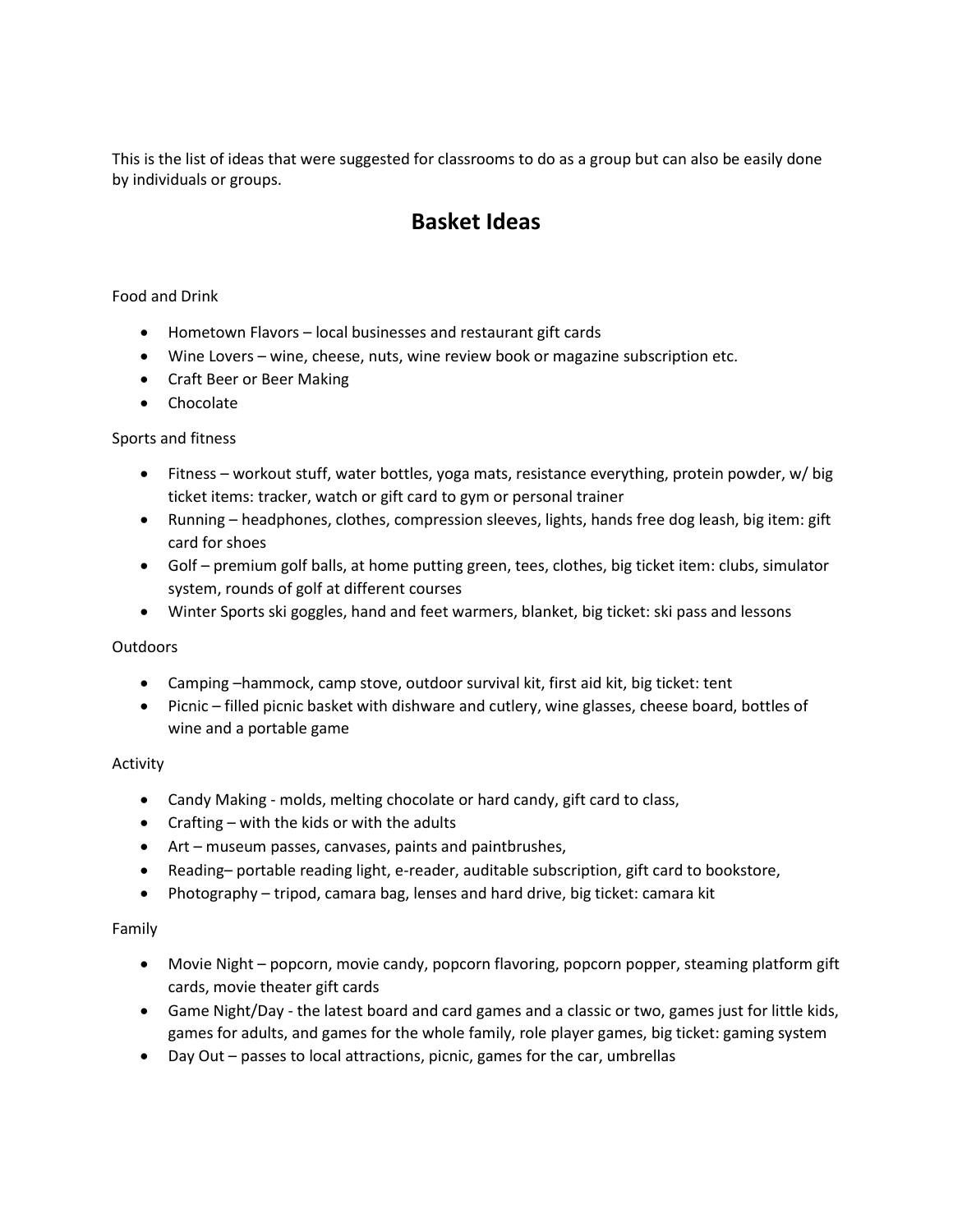This is the list of ideas that were suggested for classrooms to do as a group but can also be easily done by individuals or groups.

# Basket Ideas

Food and Drink

- Hometown Flavors – local businesses and restaurant gift cards
- Wine Lovers – wine, cheese, nuts, wine review book or magazine subscription etc.
- Craft Beer or Beer Making
- Chocolate

Sports and fitness

- Fitness – workout stuff, water bottles, yoga mats, resistance everything, protein powder, w/ big ticket items: tracker, watch or gift card to gym or personal trainer
- Running – headphones, clothes, compression sleeves, lights, hands free dog leash, big item: gift card for shoes
- Golf – premium golf balls, at home putting green, tees, clothes, big ticket item: clubs, simulator system, rounds of golf at different courses
- Winter Sports ski goggles, hand and feet warmers, blanket, big ticket: ski pass and lessons

Outdoors

- Camping –hammock, camp stove, outdoor survival kit, first aid kit, big ticket: tent
- Picnic – filled picnic basket with dishware and cutlery, wine glasses, cheese board, bottles of wine and a portable game

Activity

- Candy Making - molds, melting chocolate or hard candy, gift card to class,
- Crafting – with the kids or with the adults
- Art – museum passes, canvases, paints and paintbrushes,
- Reading– portable reading light, e-reader, auditable subscription, gift card to bookstore,
- Photography – tripod, camara bag, lenses and hard drive, big ticket: camara kit

Family

- Movie Night – popcorn, movie candy, popcorn flavoring, popcorn popper, steaming platform gift cards, movie theater gift cards
- Game Night/Day - the latest board and card games and a classic or two, games just for little kids, games for adults, and games for the whole family, role player games, big ticket: gaming system
- Day Out – passes to local attractions, picnic, games for the car, umbrellas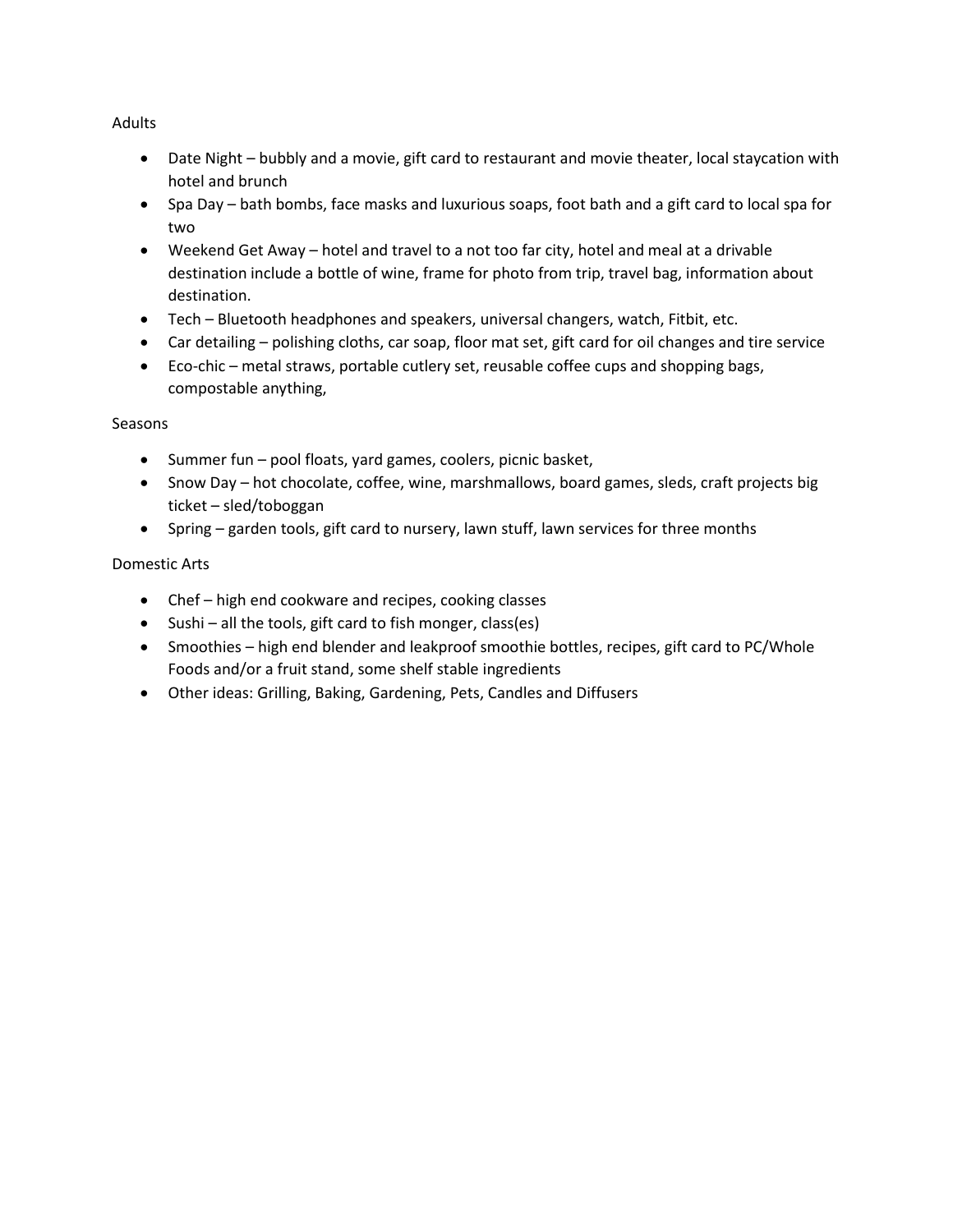Adults

- Date Night – bubbly and a movie, gift card to restaurant and movie theater, local staycation with hotel and brunch
- Spa Day – bath bombs, face masks and luxurious soaps, foot bath and a gift card to local spa for two
- Weekend Get Away – hotel and travel to a not too far city, hotel and meal at a drivable destination include a bottle of wine, frame for photo from trip, travel bag, information about destination.
- Tech – Bluetooth headphones and speakers, universal changers, watch, Fitbit, etc.
- Car detailing – polishing cloths, car soap, floor mat set, gift card for oil changes and tire service
- Eco-chic – metal straws, portable cutlery set, reusable coffee cups and shopping bags, compostable anything,

Seasons

- Summer fun – pool floats, yard games, coolers, picnic basket,
- Snow Day – hot chocolate, coffee, wine, marshmallows, board games, sleds, craft projects big ticket – sled/toboggan
- Spring – garden tools, gift card to nursery, lawn stuff, lawn services for three months

Domestic Arts

- Chef – high end cookware and recipes, cooking classes
- Sushi – all the tools, gift card to fish monger, class(es)
- Smoothies – high end blender and leakproof smoothie bottles, recipes, gift card to PC/Whole Foods and/or a fruit stand, some shelf stable ingredients
- Other ideas: Grilling, Baking, Gardening, Pets, Candles and Diffusers